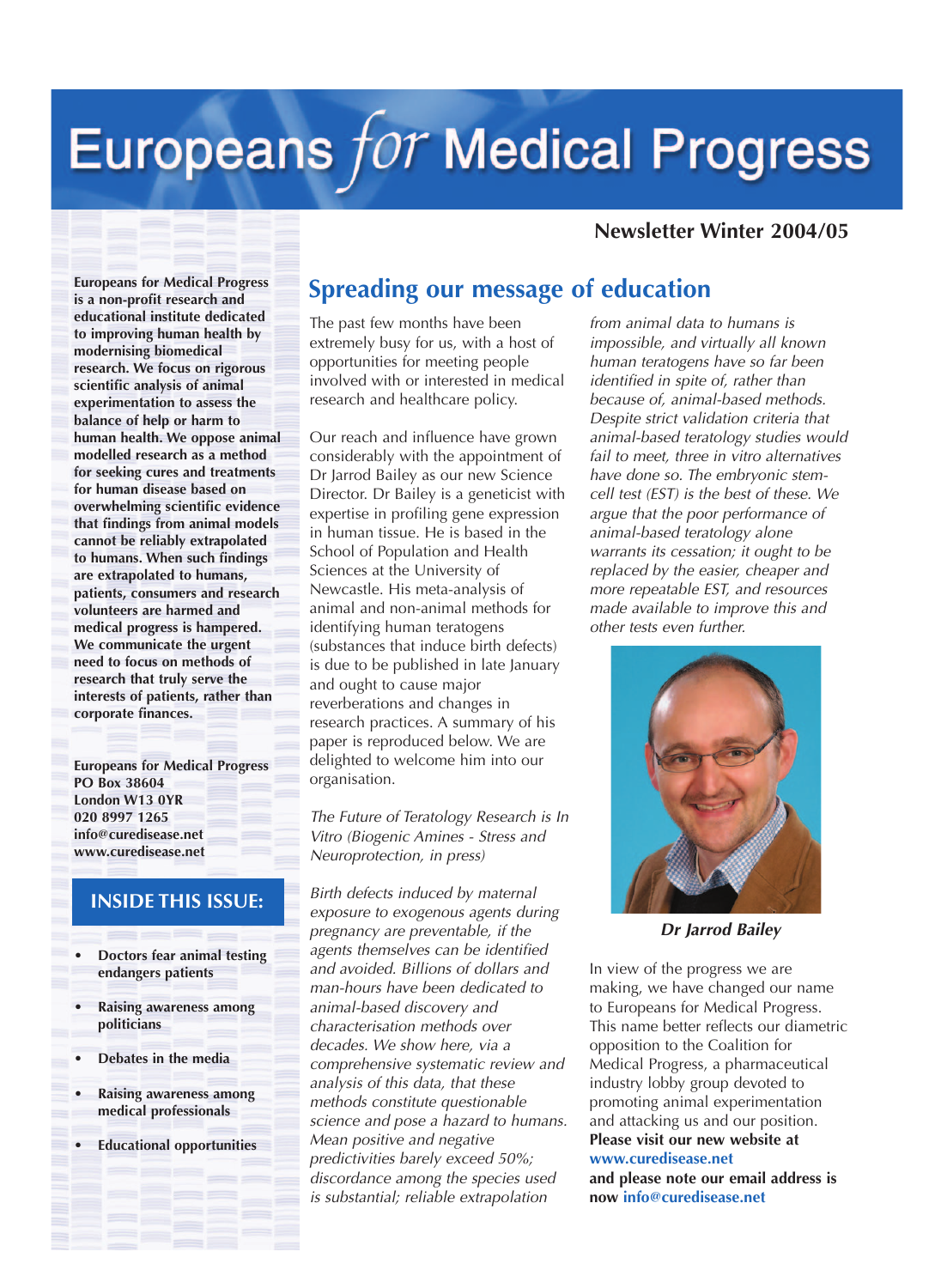# Europeans *for* Medical Progress

**Newsletter Winter 2004/05**

**Europeans for Medical Progress is a non-profit research and educational institute dedicated to improving human health by modernising biomedical research. We focus on rigorous scientific analysis of animal experimentation to assess the balance of help or harm to human health. We oppose animal modelled research as a method for seeking cures and treatments for human disease based on overwhelming scientific evidence that findings from animal models cannot be reliably extrapolated to humans. When such findings are extrapolated to humans, patients, consumers and research volunteers are harmed and medical progress is hampered. We communicate the urgent need to focus on methods of research that truly serve the interests of patients, rather than corporate finances.**

**Europeans for Medical Progress**
**PO Box 38604**
**London W13 0YR**
**020 8997 1265**
**info@curedisease.net**
**www.curedisease.net**

### INSIDE THIS ISSUE:

- **Doctors fear animal testing endangers patients**
- **Raising awareness among politicians**
- **Debates in the media**
- **Raising awareness among medical professionals**
- **Educational opportunities**

## Spreading our message of education

The past few months have been extremely busy for us, with a host of opportunities for meeting people involved with or interested in medical research and healthcare policy.

Our reach and influence have grown considerably with the appointment of Dr Jarrod Bailey as our new Science Director. Dr Bailey is a geneticist with expertise in profiling gene expression in human tissue. He is based in the School of Population and Health Sciences at the University of Newcastle. His meta-analysis of animal and non-animal methods for identifying human teratogens (substances that induce birth defects) is due to be published in late January and ought to cause major reverberations and changes in research practices. A summary of his paper is reproduced below. We are delighted to welcome him into our organisation.

*The Future of Teratology Research is In Vitro (Biogenic Amines - Stress and Neuroprotection, in press)*

*Birth defects induced by maternal exposure to exogenous agents during pregnancy are preventable, if the agents themselves can be identified and avoided. Billions of dollars and man-hours have been dedicated to animal-based discovery and characterisation methods over decades. We show here, via a comprehensive systematic review and analysis of this data, that these methods constitute questionable science and pose a hazard to humans. Mean positive and negative predictivities barely exceed 50%; discordance among the species used is substantial; reliable extrapolation from animal data to humans is impossible, and virtually all known human teratogens have so far been identified in spite of, rather than because of, animal-based methods. Despite strict validation criteria that animal-based teratology studies would fail to meet, three in vitro alternatives have done so. The embryonic stem-cell test (EST) is the best of these. We argue that the poor performance of animal-based teratology alone warrants its cessation; it ought to be replaced by the easier, cheaper and more repeatable EST, and resources made available to improve this and other tests even further.*

***Dr Jarrod Bailey***

In view of the progress we are making, we have changed our name to Europeans for Medical Progress. This name better reflects our diametric opposition to the Coalition for Medical Progress, a pharmaceutical industry lobby group devoted to promoting animal experimentation and attacking us and our position. **Please visit our new website at www.curedisease.net and please note our email address is now info@curedisease.net**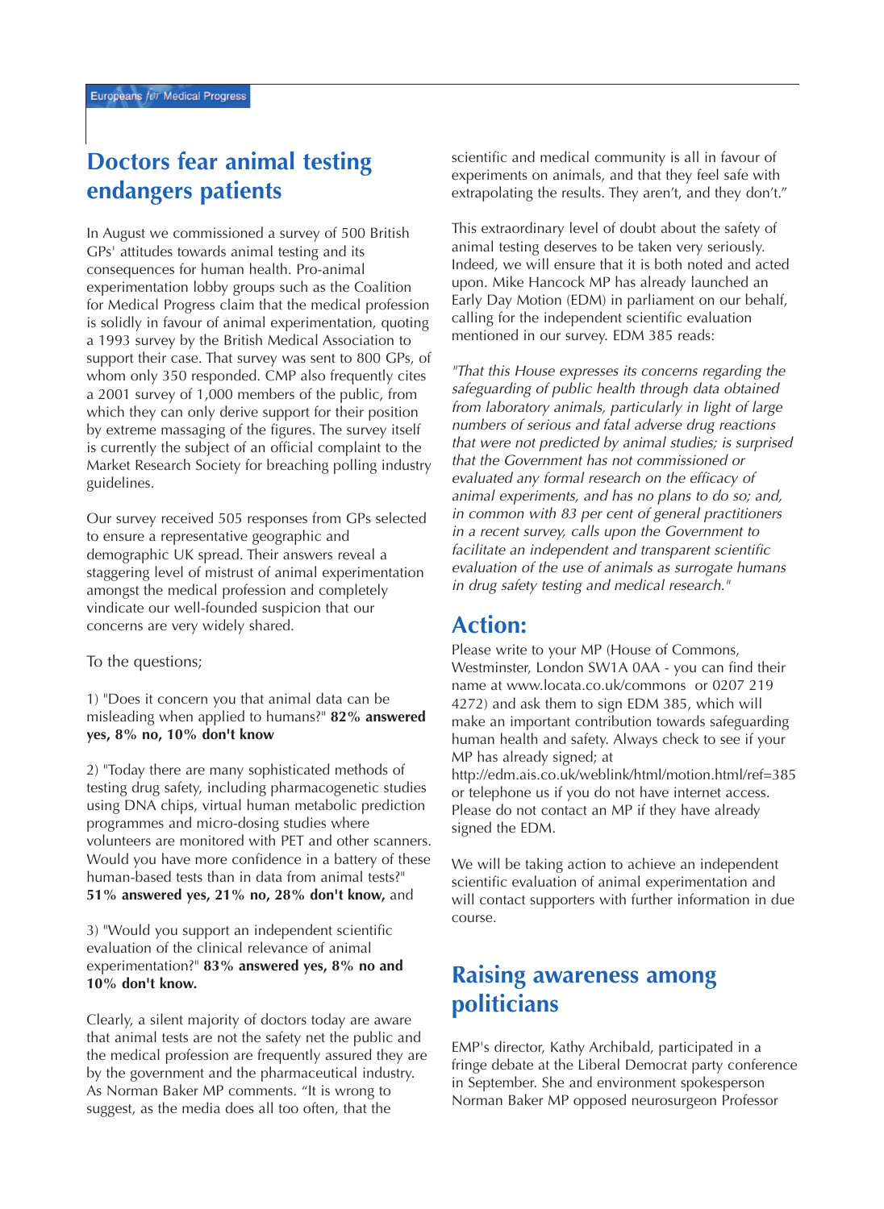## Doctors fear animal testing endangers patients

In August we commissioned a survey of 500 British GPs' attitudes towards animal testing and its consequences for human health. Pro-animal experimentation lobby groups such as the Coalition for Medical Progress claim that the medical profession is solidly in favour of animal experimentation, quoting a 1993 survey by the British Medical Association to support their case. That survey was sent to 800 GPs, of whom only 350 responded. CMP also frequently cites a 2001 survey of 1,000 members of the public, from which they can only derive support for their position by extreme massaging of the figures. The survey itself is currently the subject of an official complaint to the Market Research Society for breaching polling industry guidelines.

Our survey received 505 responses from GPs selected to ensure a representative geographic and demographic UK spread. Their answers reveal a staggering level of mistrust of animal experimentation amongst the medical profession and completely vindicate our well-founded suspicion that our concerns are very widely shared.

To the questions;

1) "Does it concern you that animal data can be misleading when applied to humans?" **82% answered yes, 8% no, 10% don't know**

2) "Today there are many sophisticated methods of testing drug safety, including pharmacogenetic studies using DNA chips, virtual human metabolic prediction programmes and micro-dosing studies where volunteers are monitored with PET and other scanners. Would you have more confidence in a battery of these human-based tests than in data from animal tests?" **51% answered yes, 21% no, 28% don't know,** and

3) "Would you support an independent scientific evaluation of the clinical relevance of animal experimentation?" **83% answered yes, 8% no and 10% don't know.**

Clearly, a silent majority of doctors today are aware that animal tests are not the safety net the public and the medical profession are frequently assured they are by the government and the pharmaceutical industry. As Norman Baker MP comments. "It is wrong to suggest, as the media does all too often, that the scientific and medical community is all in favour of experiments on animals, and that they feel safe with extrapolating the results. They aren't, and they don't."

This extraordinary level of doubt about the safety of animal testing deserves to be taken very seriously. Indeed, we will ensure that it is both noted and acted upon. Mike Hancock MP has already launched an Early Day Motion (EDM) in parliament on our behalf, calling for the independent scientific evaluation mentioned in our survey. EDM 385 reads:

*"That this House expresses its concerns regarding the safeguarding of public health through data obtained from laboratory animals, particularly in light of large numbers of serious and fatal adverse drug reactions that were not predicted by animal studies; is surprised that the Government has not commissioned or evaluated any formal research on the efficacy of animal experiments, and has no plans to do so; and, in common with 83 per cent of general practitioners in a recent survey, calls upon the Government to facilitate an independent and transparent scientific evaluation of the use of animals as surrogate humans in drug safety testing and medical research."*

## Action:

Please write to your MP (House of Commons, Westminster, London SW1A 0AA - you can find their name at www.locata.co.uk/commons or 0207 219 4272) and ask them to sign EDM 385, which will make an important contribution towards safeguarding human health and safety. Always check to see if your MP has already signed; at http://edm.ais.co.uk/weblink/html/motion.html/ref=385 or telephone us if you do not have internet access. Please do not contact an MP if they have already signed the EDM.

We will be taking action to achieve an independent scientific evaluation of animal experimentation and will contact supporters with further information in due course.

## Raising awareness among politicians

EMP's director, Kathy Archibald, participated in a fringe debate at the Liberal Democrat party conference in September. She and environment spokesperson Norman Baker MP opposed neurosurgeon Professor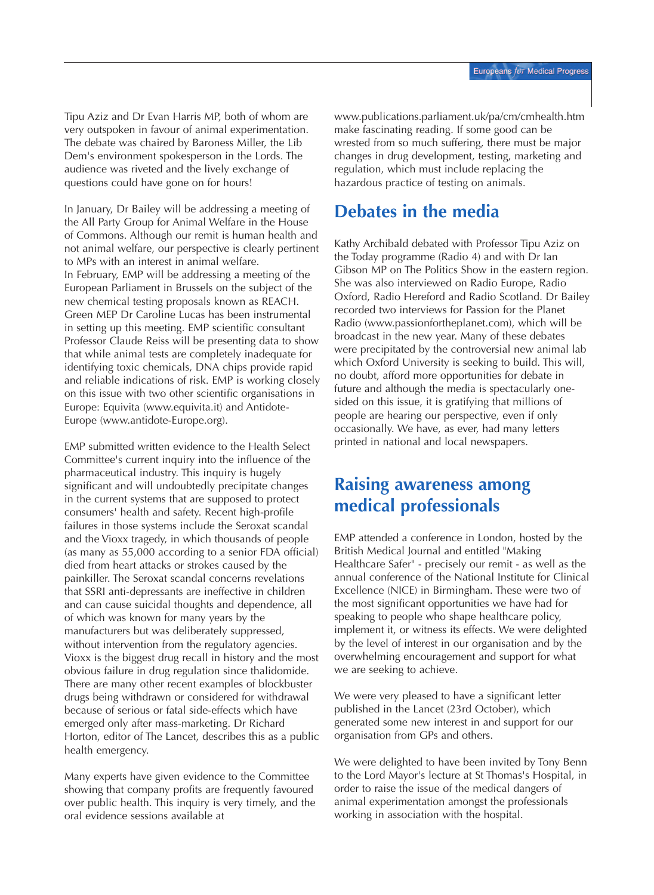Tipu Aziz and Dr Evan Harris MP, both of whom are very outspoken in favour of animal experimentation. The debate was chaired by Baroness Miller, the Lib Dem's environment spokesperson in the Lords. The audience was riveted and the lively exchange of questions could have gone on for hours!

In January, Dr Bailey will be addressing a meeting of the All Party Group for Animal Welfare in the House of Commons. Although our remit is human health and not animal welfare, our perspective is clearly pertinent to MPs with an interest in animal welfare.
In February, EMP will be addressing a meeting of the European Parliament in Brussels on the subject of the new chemical testing proposals known as REACH. Green MEP Dr Caroline Lucas has been instrumental in setting up this meeting. EMP scientific consultant Professor Claude Reiss will be presenting data to show that while animal tests are completely inadequate for identifying toxic chemicals, DNA chips provide rapid and reliable indications of risk. EMP is working closely on this issue with two other scientific organisations in Europe: Equivita (www.equivita.it) and Antidote-Europe (www.antidote-Europe.org).

EMP submitted written evidence to the Health Select Committee's current inquiry into the influence of the pharmaceutical industry. This inquiry is hugely significant and will undoubtedly precipitate changes in the current systems that are supposed to protect consumers' health and safety. Recent high-profile failures in those systems include the Seroxat scandal and the Vioxx tragedy, in which thousands of people (as many as 55,000 according to a senior FDA official) died from heart attacks or strokes caused by the painkiller. The Seroxat scandal concerns revelations that SSRI anti-depressants are ineffective in children and can cause suicidal thoughts and dependence, all of which was known for many years by the manufacturers but was deliberately suppressed, without intervention from the regulatory agencies. Vioxx is the biggest drug recall in history and the most obvious failure in drug regulation since thalidomide. There are many other recent examples of blockbuster drugs being withdrawn or considered for withdrawal because of serious or fatal side-effects which have emerged only after mass-marketing. Dr Richard Horton, editor of The Lancet, describes this as a public health emergency.

Many experts have given evidence to the Committee showing that company profits are frequently favoured over public health. This inquiry is very timely, and the oral evidence sessions available at www.publications.parliament.uk/pa/cm/cmhealth.htm make fascinating reading. If some good can be wrested from so much suffering, there must be major changes in drug development, testing, marketing and regulation, which must include replacing the hazardous practice of testing on animals.

## Debates in the media

Kathy Archibald debated with Professor Tipu Aziz on the Today programme (Radio 4) and with Dr Ian Gibson MP on The Politics Show in the eastern region. She was also interviewed on Radio Europe, Radio Oxford, Radio Hereford and Radio Scotland. Dr Bailey recorded two interviews for Passion for the Planet Radio (www.passionfortheplanet.com), which will be broadcast in the new year. Many of these debates were precipitated by the controversial new animal lab which Oxford University is seeking to build. This will, no doubt, afford more opportunities for debate in future and although the media is spectacularly one-sided on this issue, it is gratifying that millions of people are hearing our perspective, even if only occasionally. We have, as ever, had many letters printed in national and local newspapers.

## Raising awareness among medical professionals

EMP attended a conference in London, hosted by the British Medical Journal and entitled "Making Healthcare Safer" - precisely our remit - as well as the annual conference of the National Institute for Clinical Excellence (NICE) in Birmingham. These were two of the most significant opportunities we have had for speaking to people who shape healthcare policy, implement it, or witness its effects. We were delighted by the level of interest in our organisation and by the overwhelming encouragement and support for what we are seeking to achieve.

We were very pleased to have a significant letter published in the Lancet (23rd October), which generated some new interest in and support for our organisation from GPs and others.

We were delighted to have been invited by Tony Benn to the Lord Mayor's lecture at St Thomas's Hospital, in order to raise the issue of the medical dangers of animal experimentation amongst the professionals working in association with the hospital.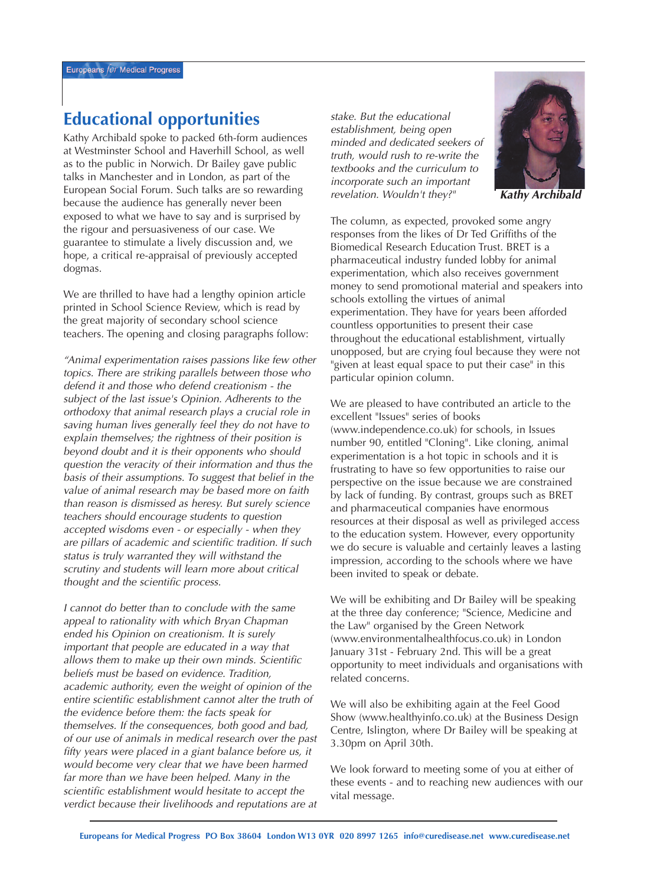## Educational opportunities

Kathy Archibald spoke to packed 6th-form audiences at Westminster School and Haverhill School, as well as to the public in Norwich. Dr Bailey gave public talks in Manchester and in London, as part of the European Social Forum. Such talks are so rewarding because the audience has generally never been exposed to what we have to say and is surprised by the rigour and persuasiveness of our case. We guarantee to stimulate a lively discussion and, we hope, a critical re-appraisal of previously accepted dogmas.

We are thrilled to have had a lengthy opinion article printed in School Science Review, which is read by the great majority of secondary school science teachers. The opening and closing paragraphs follow:

*"Animal experimentation raises passions like few other topics. There are striking parallels between those who defend it and those who defend creationism - the subject of the last issue's Opinion. Adherents to the orthodoxy that animal research plays a crucial role in saving human lives generally feel they do not have to explain themselves; the rightness of their position is beyond doubt and it is their opponents who should question the veracity of their information and thus the basis of their assumptions. To suggest that belief in the value of animal research may be based more on faith than reason is dismissed as heresy. But surely science teachers should encourage students to question accepted wisdoms even - or especially - when they are pillars of academic and scientific tradition. If such status is truly warranted they will withstand the scrutiny and students will learn more about critical thought and the scientific process.*

*I cannot do better than to conclude with the same appeal to rationality with which Bryan Chapman ended his Opinion on creationism. It is surely important that people are educated in a way that allows them to make up their own minds. Scientific beliefs must be based on evidence. Tradition, academic authority, even the weight of opinion of the entire scientific establishment cannot alter the truth of the evidence before them: the facts speak for themselves. If the consequences, both good and bad, of our use of animals in medical research over the past fifty years were placed in a giant balance before us, it would become very clear that we have been harmed far more than we have been helped. Many in the scientific establishment would hesitate to accept the verdict because their livelihoods and reputations are at stake. But the educational establishment, being open minded and dedicated seekers of truth, would rush to re-write the textbooks and the curriculum to incorporate such an important revelation. Wouldn't they?"*

***Kathy Archibald***

The column, as expected, provoked some angry responses from the likes of Dr Ted Griffiths of the Biomedical Research Education Trust. BRET is a pharmaceutical industry funded lobby for animal experimentation, which also receives government money to send promotional material and speakers into schools extolling the virtues of animal experimentation. They have for years been afforded countless opportunities to present their case throughout the educational establishment, virtually unopposed, but are crying foul because they were not "given at least equal space to put their case" in this particular opinion column.

We are pleased to have contributed an article to the excellent "Issues" series of books (www.independence.co.uk) for schools, in Issues number 90, entitled "Cloning". Like cloning, animal experimentation is a hot topic in schools and it is frustrating to have so few opportunities to raise our perspective on the issue because we are constrained by lack of funding. By contrast, groups such as BRET and pharmaceutical companies have enormous resources at their disposal as well as privileged access to the education system. However, every opportunity we do secure is valuable and certainly leaves a lasting impression, according to the schools where we have been invited to speak or debate.

We will be exhibiting and Dr Bailey will be speaking at the three day conference; "Science, Medicine and the Law" organised by the Green Network (www.environmentalhealthfocus.co.uk) in London January 31st - February 2nd. This will be a great opportunity to meet individuals and organisations with related concerns.

We will also be exhibiting again at the Feel Good Show (www.healthyinfo.co.uk) at the Business Design Centre, Islington, where Dr Bailey will be speaking at 3.30pm on April 30th.

We look forward to meeting some of you at either of these events - and to reaching new audiences with our vital message.

**Europeans for Medical Progress PO Box 38604 London W13 0YR 020 8997 1265 info@curedisease.net www.curedisease.net**